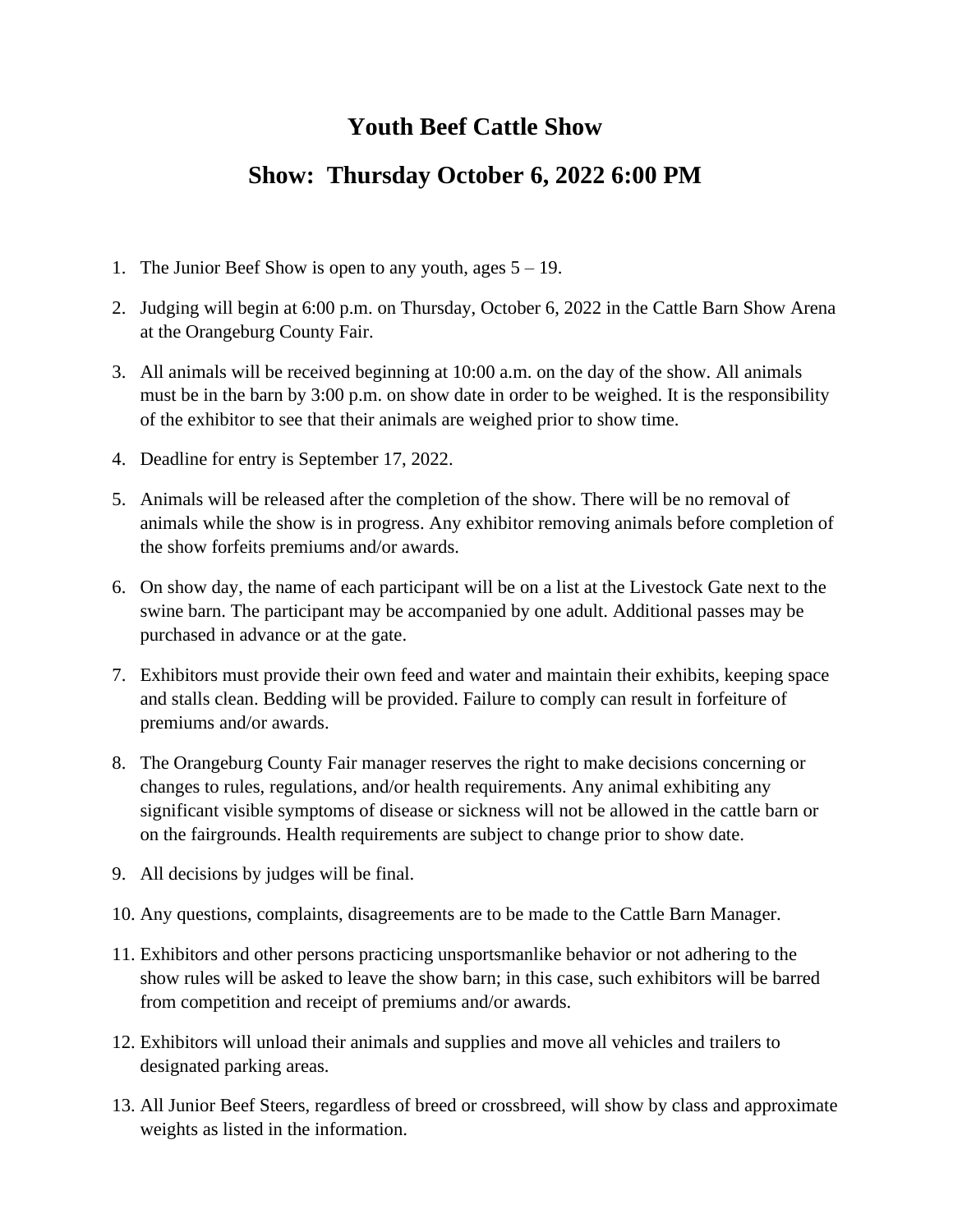# Youth Beef Cattle Show

## Show: Thursday October 6, 2022 6:00 PM

1. The Junior Beef Show is open to any youth, ages 5 – 19.
2. Judging will begin at 6:00 p.m. on Thursday, October 6, 2022 in the Cattle Barn Show Arena at the Orangeburg County Fair.
3. All animals will be received beginning at 10:00 a.m. on the day of the show. All animals must be in the barn by 3:00 p.m. on show date in order to be weighed. It is the responsibility of the exhibitor to see that their animals are weighed prior to show time.
4. Deadline for entry is September 17, 2022.
5. Animals will be released after the completion of the show. There will be no removal of animals while the show is in progress. Any exhibitor removing animals before completion of the show forfeits premiums and/or awards.
6. On show day, the name of each participant will be on a list at the Livestock Gate next to the swine barn. The participant may be accompanied by one adult. Additional passes may be purchased in advance or at the gate.
7. Exhibitors must provide their own feed and water and maintain their exhibits, keeping space and stalls clean. Bedding will be provided. Failure to comply can result in forfeiture of premiums and/or awards.
8. The Orangeburg County Fair manager reserves the right to make decisions concerning or changes to rules, regulations, and/or health requirements. Any animal exhibiting any significant visible symptoms of disease or sickness will not be allowed in the cattle barn or on the fairgrounds. Health requirements are subject to change prior to show date.
9. All decisions by judges will be final.
10. Any questions, complaints, disagreements are to be made to the Cattle Barn Manager.
11. Exhibitors and other persons practicing unsportsmanlike behavior or not adhering to the show rules will be asked to leave the show barn; in this case, such exhibitors will be barred from competition and receipt of premiums and/or awards.
12. Exhibitors will unload their animals and supplies and move all vehicles and trailers to designated parking areas.
13. All Junior Beef Steers, regardless of breed or crossbreed, will show by class and approximate weights as listed in the information.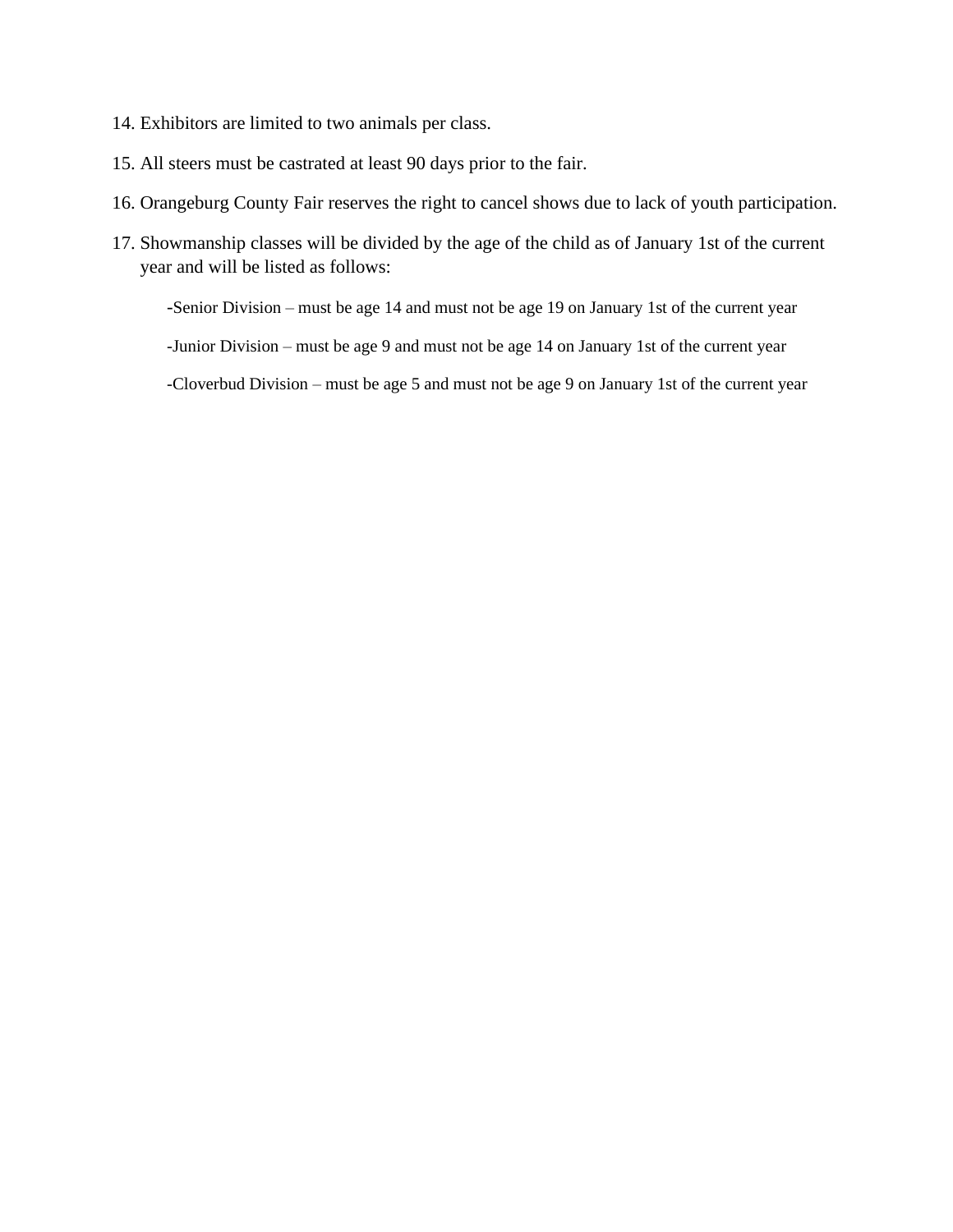14. Exhibitors are limited to two animals per class.
15. All steers must be castrated at least 90 days prior to the fair.
16. Orangeburg County Fair reserves the right to cancel shows due to lack of youth participation.
17. Showmanship classes will be divided by the age of the child as of January 1st of the current year and will be listed as follows:

    -Senior Division – must be age 14 and must not be age 19 on January 1st of the current year

    -Junior Division – must be age 9 and must not be age 14 on January 1st of the current year

    -Cloverbud Division – must be age 5 and must not be age 9 on January 1st of the current year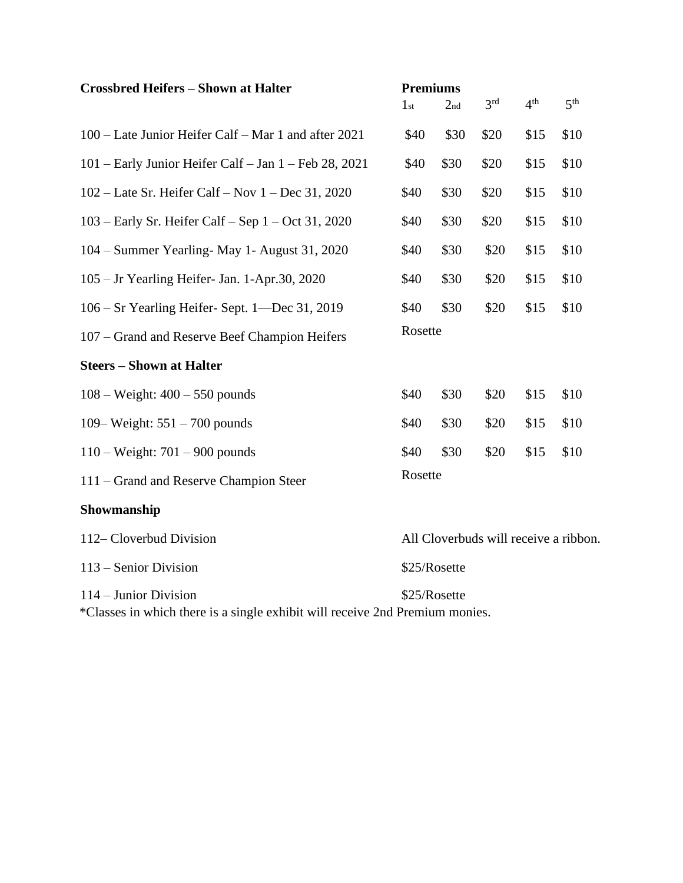| Crossbred Heifers – Shown at Halter | Premiums | | | | |
|---|---|---|---|---|---|
| | 1st | 2nd | 3rd | 4th | 5th |
| 100 – Late Junior Heifer Calf – Mar 1 and after 2021 | $40 | $30 | $20 | $15 | $10 |
| 101 – Early Junior Heifer Calf – Jan 1 – Feb 28, 2021 | $40 | $30 | $20 | $15 | $10 |
| 102 – Late Sr. Heifer Calf – Nov 1 – Dec 31, 2020 | $40 | $30 | $20 | $15 | $10 |
| 103 – Early Sr. Heifer Calf – Sep 1 – Oct 31, 2020 | $40 | $30 | $20 | $15 | $10 |
| 104 – Summer Yearling- May 1- August 31, 2020 | $40 | $30 | $20 | $15 | $10 |
| 105 – Jr Yearling Heifer- Jan. 1-Apr.30, 2020 | $40 | $30 | $20 | $15 | $10 |
| 106 – Sr Yearling Heifer- Sept. 1—Dec 31, 2019 | $40 | $30 | $20 | $15 | $10 |
| 107 – Grand and Reserve Beef Champion Heifers | Rosette | | | | |
| **Steers – Shown at Halter** | | | | | |
| 108 – Weight: 400 – 550 pounds | $40 | $30 | $20 | $15 | $10 |
| 109– Weight: 551 – 700 pounds | $40 | $30 | $20 | $15 | $10 |
| 110 – Weight: 701 – 900 pounds | $40 | $30 | $20 | $15 | $10 |
| 111 – Grand and Reserve Champion Steer | Rosette | | | | |
| **Showmanship** | | | | | |
| 112– Cloverbud Division | All Cloverbuds will receive a ribbon. | | | | |
| 113 – Senior Division | $25/Rosette | | | | |
| 114 – Junior Division | $25/Rosette | | | | |

*Classes in which there is a single exhibit will receive 2nd Premium monies.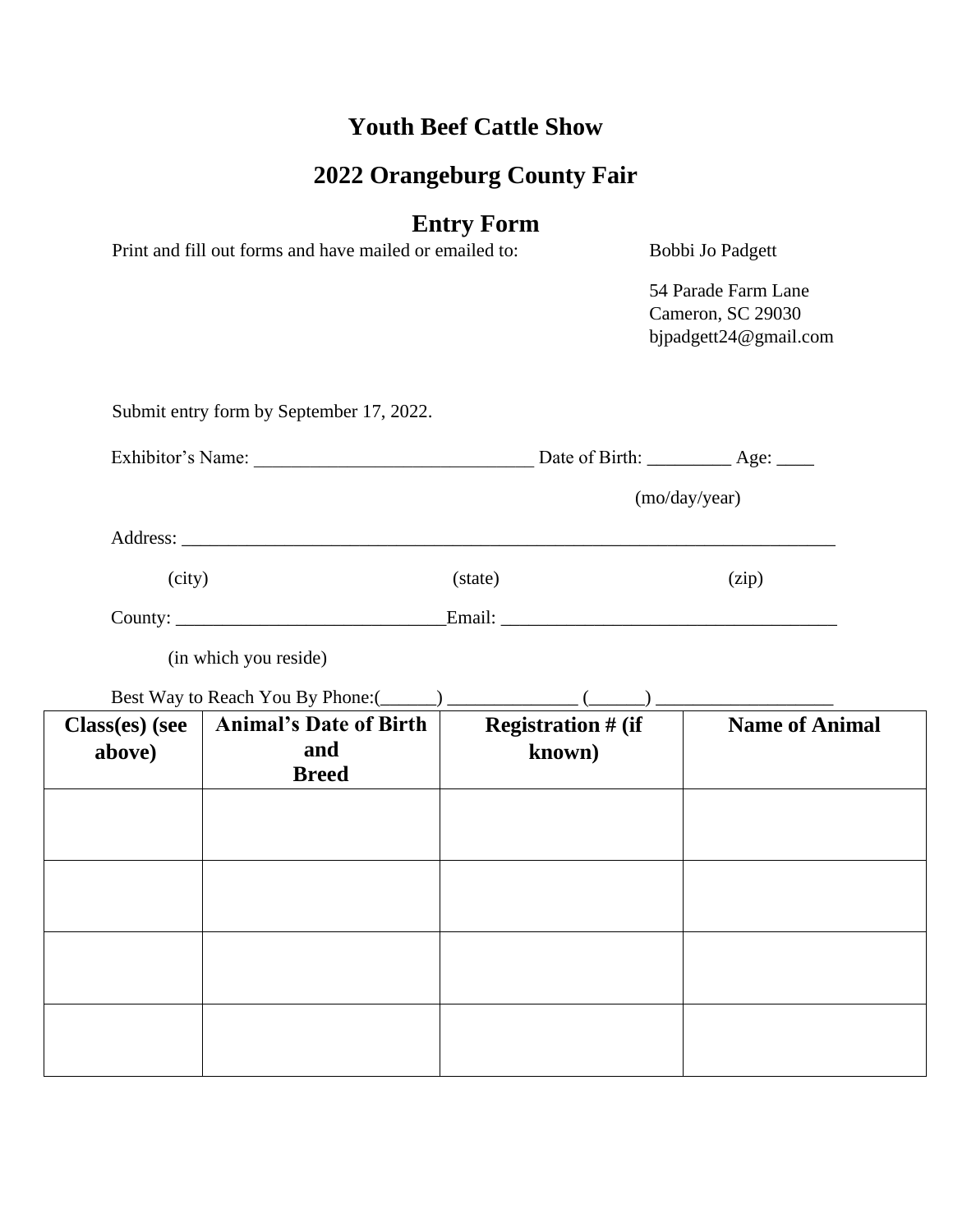# Youth Beef Cattle Show

## 2022 Orangeburg County Fair

## Entry Form

Print and fill out forms and have mailed or emailed to:

Bobbi Jo Padgett

54 Parade Farm Lane
Cameron, SC 29030
bjpadgett24@gmail.com

Submit entry form by September 17, 2022.

Exhibitor's Name: ______________________________ Date of Birth: _________ Age: ____

(mo/day/year)

Address: ________________________________________________________________________

(city) (state) (zip)

County: _____________________________Email: ____________________________________

(in which you reside)

Best Way to Reach You By Phone:(______) ______________ (______) ___________________

| Class(es) (see above) | Animal's Date of Birth and Breed | Registration # (if known) | Name of Animal |
|---|---|---|---|
| | | | |
| | | | |
| | | | |
| | | | |